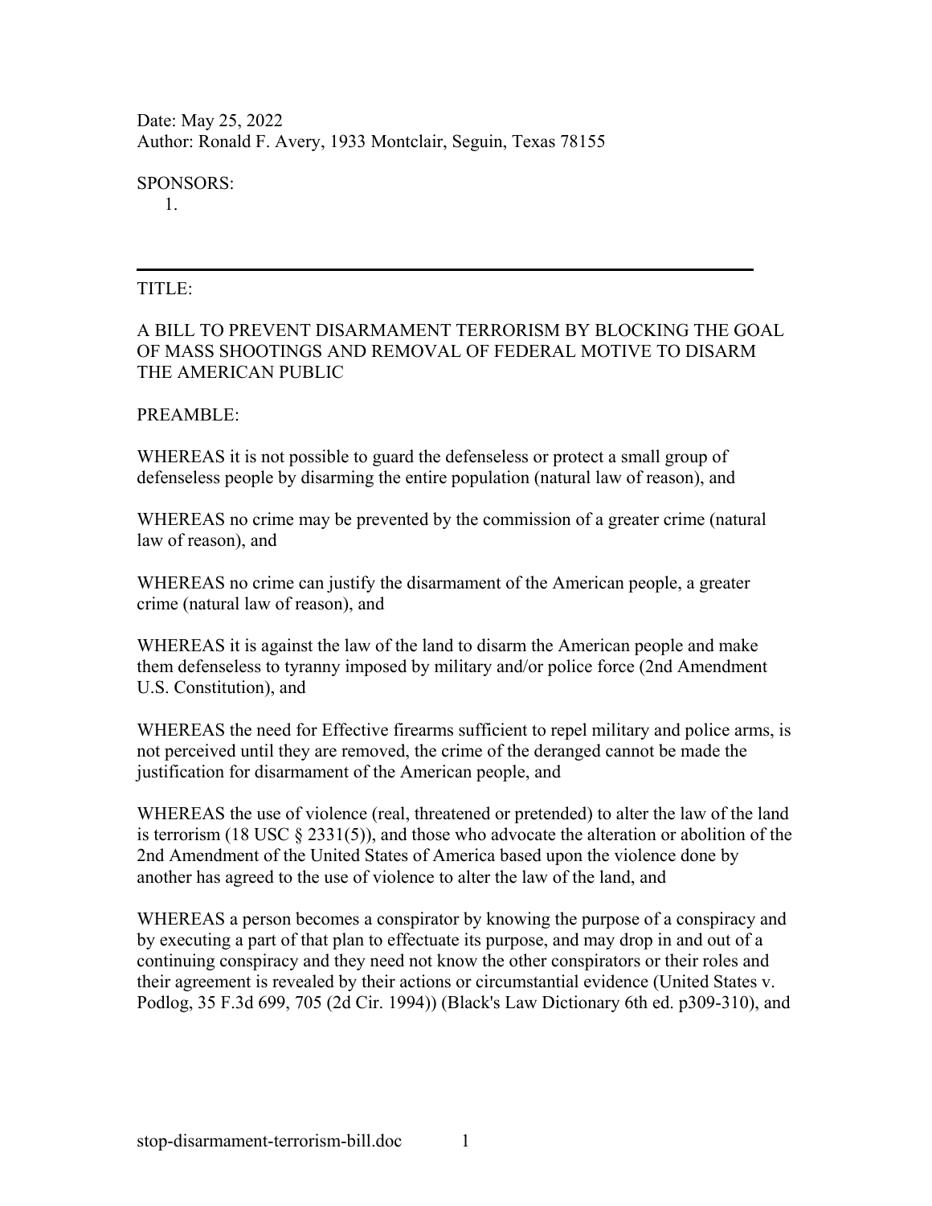Date: May 25, 2022
Author: Ronald F. Avery, 1933 Montclair, Seguin, Texas 78155

SPONSORS:

1.

---

TITLE:

A BILL TO PREVENT DISARMAMENT TERRORISM BY BLOCKING THE GOAL OF MASS SHOOTINGS AND REMOVAL OF FEDERAL MOTIVE TO DISARM THE AMERICAN PUBLIC

PREAMBLE:

WHEREAS it is not possible to guard the defenseless or protect a small group of defenseless people by disarming the entire population (natural law of reason), and

WHEREAS no crime may be prevented by the commission of a greater crime (natural law of reason), and

WHEREAS no crime can justify the disarmament of the American people, a greater crime (natural law of reason), and

WHEREAS it is against the law of the land to disarm the American people and make them defenseless to tyranny imposed by military and/or police force (2nd Amendment U.S. Constitution), and

WHEREAS the need for Effective firearms sufficient to repel military and police arms, is not perceived until they are removed, the crime of the deranged cannot be made the justification for disarmament of the American people, and

WHEREAS the use of violence (real, threatened or pretended) to alter the law of the land is terrorism (18 USC § 2331(5)), and those who advocate the alteration or abolition of the 2nd Amendment of the United States of America based upon the violence done by another has agreed to the use of violence to alter the law of the land, and

WHEREAS a person becomes a conspirator by knowing the purpose of a conspiracy and by executing a part of that plan to effectuate its purpose, and may drop in and out of a continuing conspiracy and they need not know the other conspirators or their roles and their agreement is revealed by their actions or circumstantial evidence (United States v. Podlog, 35 F.3d 699, 705 (2d Cir. 1994)) (Black's Law Dictionary 6th ed. p309-310), and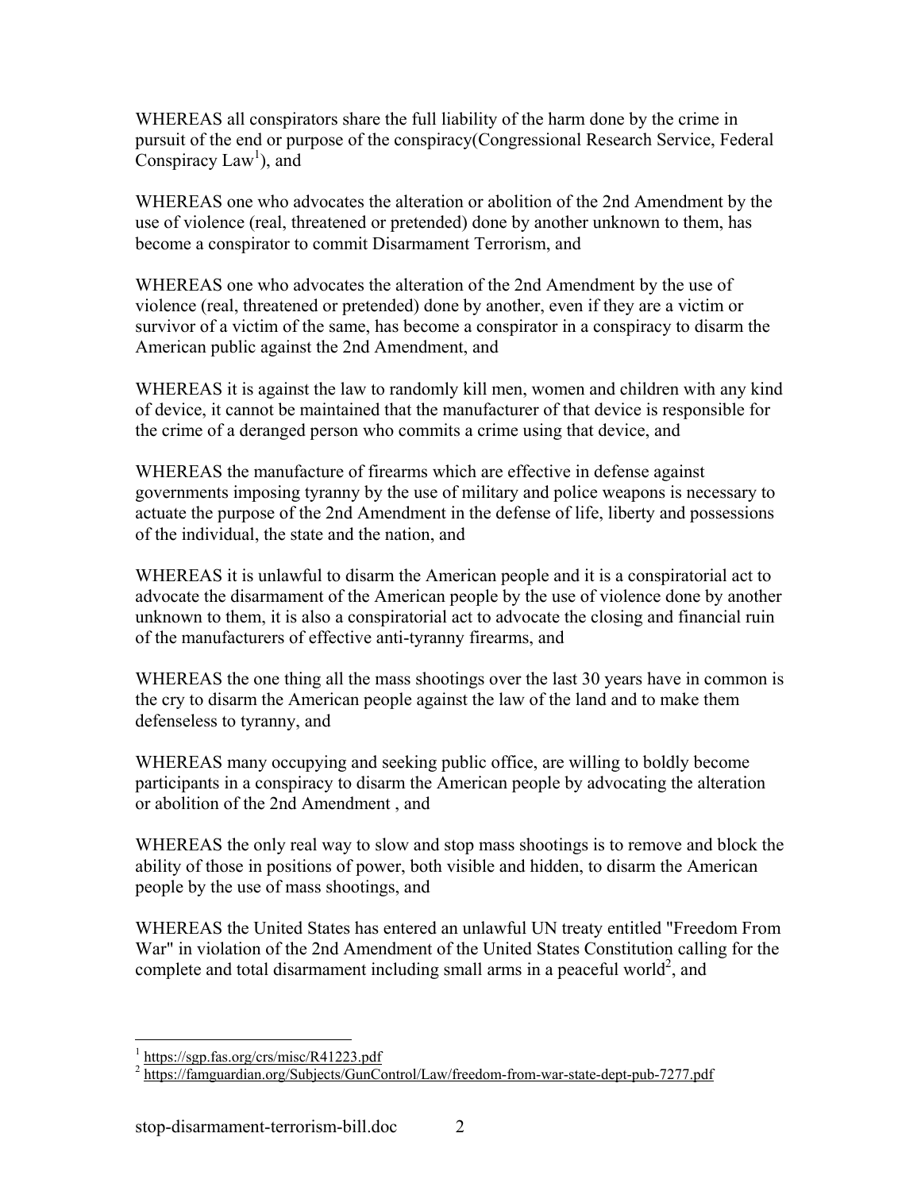WHEREAS all conspirators share the full liability of the harm done by the crime in pursuit of the end or purpose of the conspiracy(Congressional Research Service, Federal Conspiracy Law[1]), and

WHEREAS one who advocates the alteration or abolition of the 2nd Amendment by the use of violence (real, threatened or pretended) done by another unknown to them, has become a conspirator to commit Disarmament Terrorism, and

WHEREAS one who advocates the alteration of the 2nd Amendment by the use of violence (real, threatened or pretended) done by another, even if they are a victim or survivor of a victim of the same, has become a conspirator in a conspiracy to disarm the American public against the 2nd Amendment, and

WHEREAS it is against the law to randomly kill men, women and children with any kind of device, it cannot be maintained that the manufacturer of that device is responsible for the crime of a deranged person who commits a crime using that device, and

WHEREAS the manufacture of firearms which are effective in defense against governments imposing tyranny by the use of military and police weapons is necessary to actuate the purpose of the 2nd Amendment in the defense of life, liberty and possessions of the individual, the state and the nation, and

WHEREAS it is unlawful to disarm the American people and it is a conspiratorial act to advocate the disarmament of the American people by the use of violence done by another unknown to them, it is also a conspiratorial act to advocate the closing and financial ruin of the manufacturers of effective anti-tyranny firearms, and

WHEREAS the one thing all the mass shootings over the last 30 years have in common is the cry to disarm the American people against the law of the land and to make them defenseless to tyranny, and

WHEREAS many occupying and seeking public office, are willing to boldly become participants in a conspiracy to disarm the American people by advocating the alteration or abolition of the 2nd Amendment , and

WHEREAS the only real way to slow and stop mass shootings is to remove and block the ability of those in positions of power, both visible and hidden, to disarm the American people by the use of mass shootings, and

WHEREAS the United States has entered an unlawful UN treaty entitled "Freedom From War" in violation of the 2nd Amendment of the United States Constitution calling for the complete and total disarmament including small arms in a peaceful world[2], and

---

[1] https://sgp.fas.org/crs/misc/R41223.pdf

[2] https://famguardian.org/Subjects/GunControl/Law/freedom-from-war-state-dept-pub-7277.pdf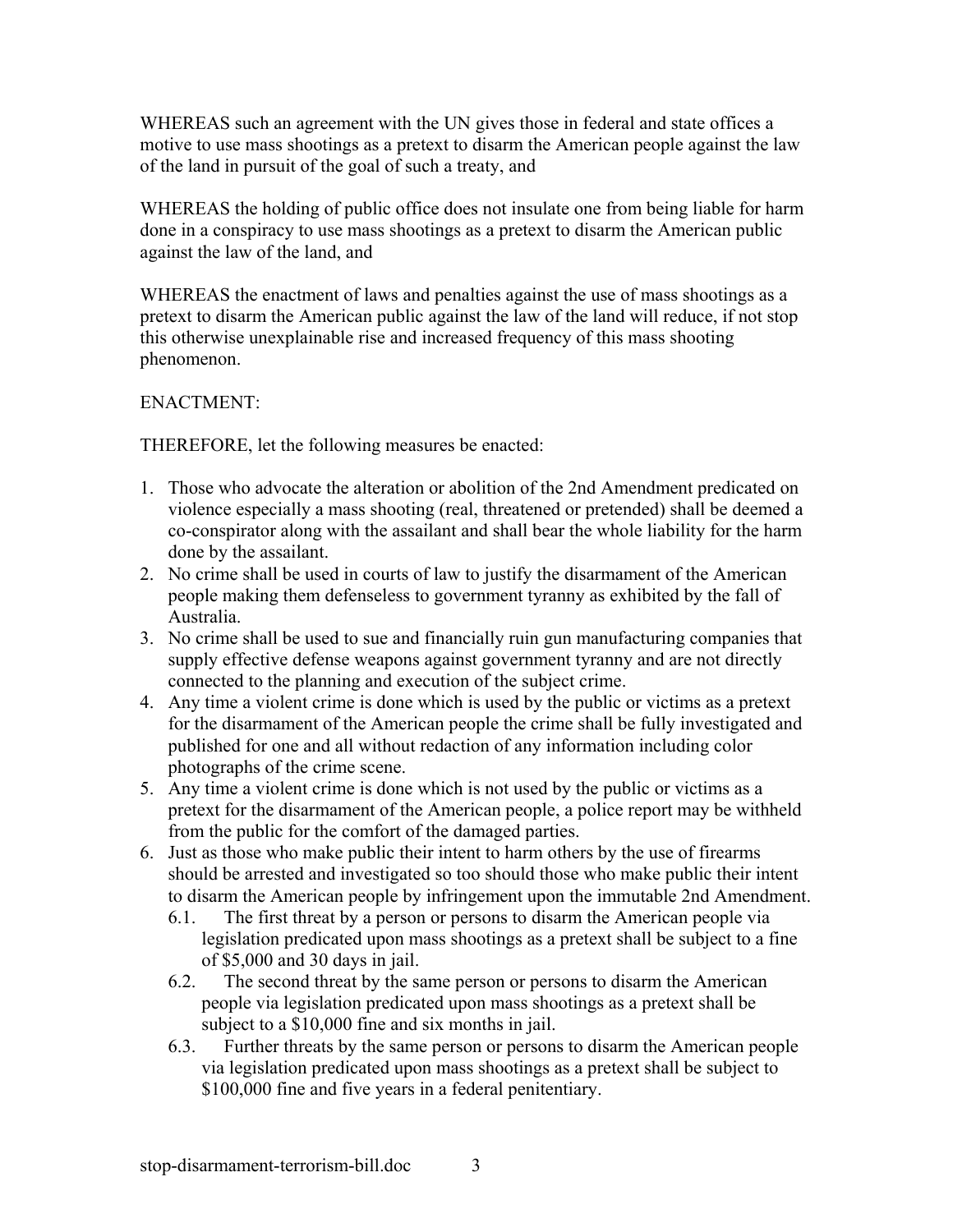WHEREAS such an agreement with the UN gives those in federal and state offices a motive to use mass shootings as a pretext to disarm the American people against the law of the land in pursuit of the goal of such a treaty, and

WHEREAS the holding of public office does not insulate one from being liable for harm done in a conspiracy to use mass shootings as a pretext to disarm the American public against the law of the land, and

WHEREAS the enactment of laws and penalties against the use of mass shootings as a pretext to disarm the American public against the law of the land will reduce, if not stop this otherwise unexplainable rise and increased frequency of this mass shooting phenomenon.

ENACTMENT:

THEREFORE, let the following measures be enacted:

1. Those who advocate the alteration or abolition of the 2nd Amendment predicated on violence especially a mass shooting (real, threatened or pretended) shall be deemed a co-conspirator along with the assailant and shall bear the whole liability for the harm done by the assailant.
2. No crime shall be used in courts of law to justify the disarmament of the American people making them defenseless to government tyranny as exhibited by the fall of Australia.
3. No crime shall be used to sue and financially ruin gun manufacturing companies that supply effective defense weapons against government tyranny and are not directly connected to the planning and execution of the subject crime.
4. Any time a violent crime is done which is used by the public or victims as a pretext for the disarmament of the American people the crime shall be fully investigated and published for one and all without redaction of any information including color photographs of the crime scene.
5. Any time a violent crime is done which is not used by the public or victims as a pretext for the disarmament of the American people, a police report may be withheld from the public for the comfort of the damaged parties.
6. Just as those who make public their intent to harm others by the use of firearms should be arrested and investigated so too should those who make public their intent to disarm the American people by infringement upon the immutable 2nd Amendment.
   - 6.1. The first threat by a person or persons to disarm the American people via legislation predicated upon mass shootings as a pretext shall be subject to a fine of $5,000 and 30 days in jail.
   - 6.2. The second threat by the same person or persons to disarm the American people via legislation predicated upon mass shootings as a pretext shall be subject to a $10,000 fine and six months in jail.
   - 6.3. Further threats by the same person or persons to disarm the American people via legislation predicated upon mass shootings as a pretext shall be subject to $100,000 fine and five years in a federal penitentiary.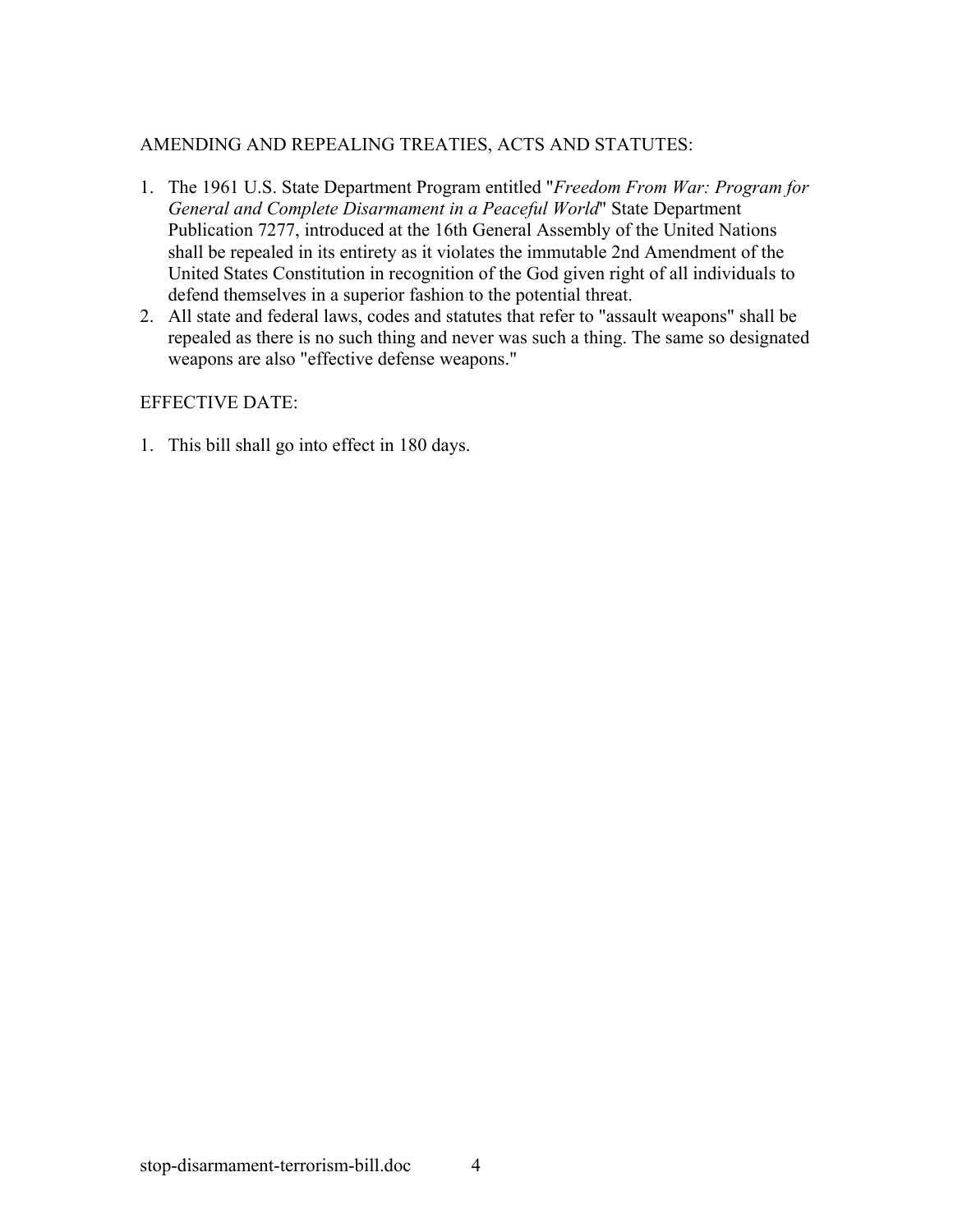AMENDING AND REPEALING TREATIES, ACTS AND STATUTES:

1. The 1961 U.S. State Department Program entitled "*Freedom From War: Program for General and Complete Disarmament in a Peaceful World*" State Department Publication 7277, introduced at the 16th General Assembly of the United Nations shall be repealed in its entirety as it violates the immutable 2nd Amendment of the United States Constitution in recognition of the God given right of all individuals to defend themselves in a superior fashion to the potential threat.
2. All state and federal laws, codes and statutes that refer to "assault weapons" shall be repealed as there is no such thing and never was such a thing. The same so designated weapons are also "effective defense weapons."

EFFECTIVE DATE:

1. This bill shall go into effect in 180 days.